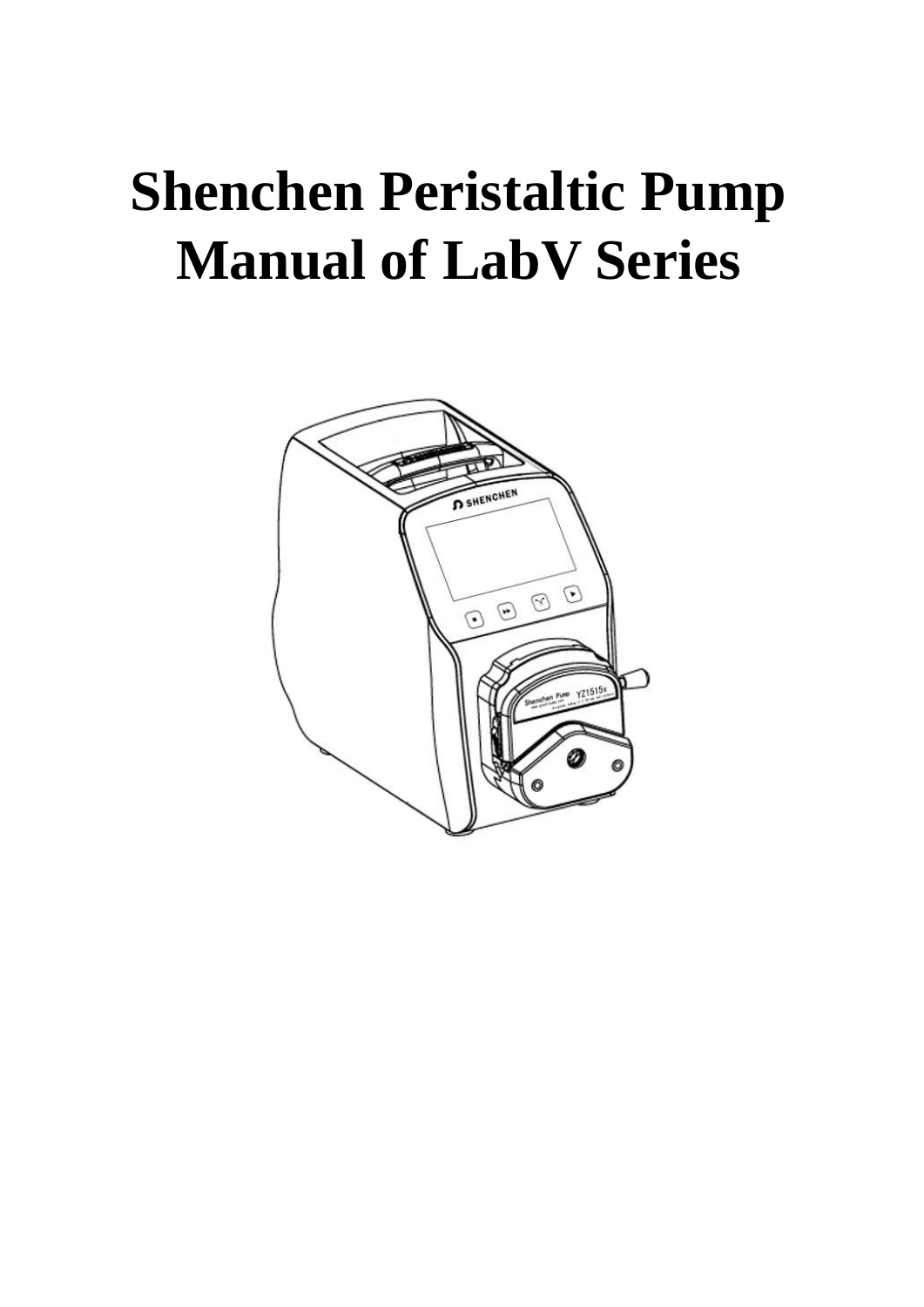# Shenchen Peristaltic Pump Manual of LabV Series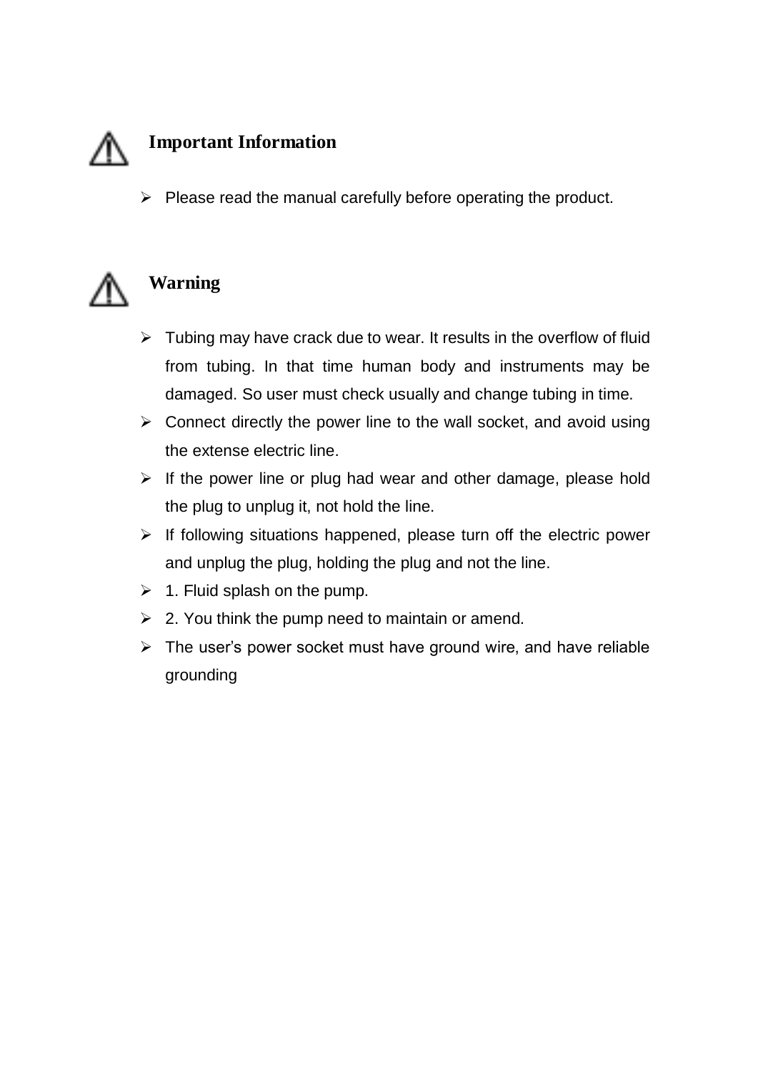## ⚠ Important Information

- Please read the manual carefully before operating the product.

## ⚠ Warning

- Tubing may have crack due to wear. It results in the overflow of fluid from tubing. In that time human body and instruments may be damaged. So user must check usually and change tubing in time.
- Connect directly the power line to the wall socket, and avoid using the extense electric line.
- If the power line or plug had wear and other damage, please hold the plug to unplug it, not hold the line.
- If following situations happened, please turn off the electric power and unplug the plug, holding the plug and not the line.
- 1. Fluid splash on the pump.
- 2. You think the pump need to maintain or amend.
- The user's power socket must have ground wire, and have reliable grounding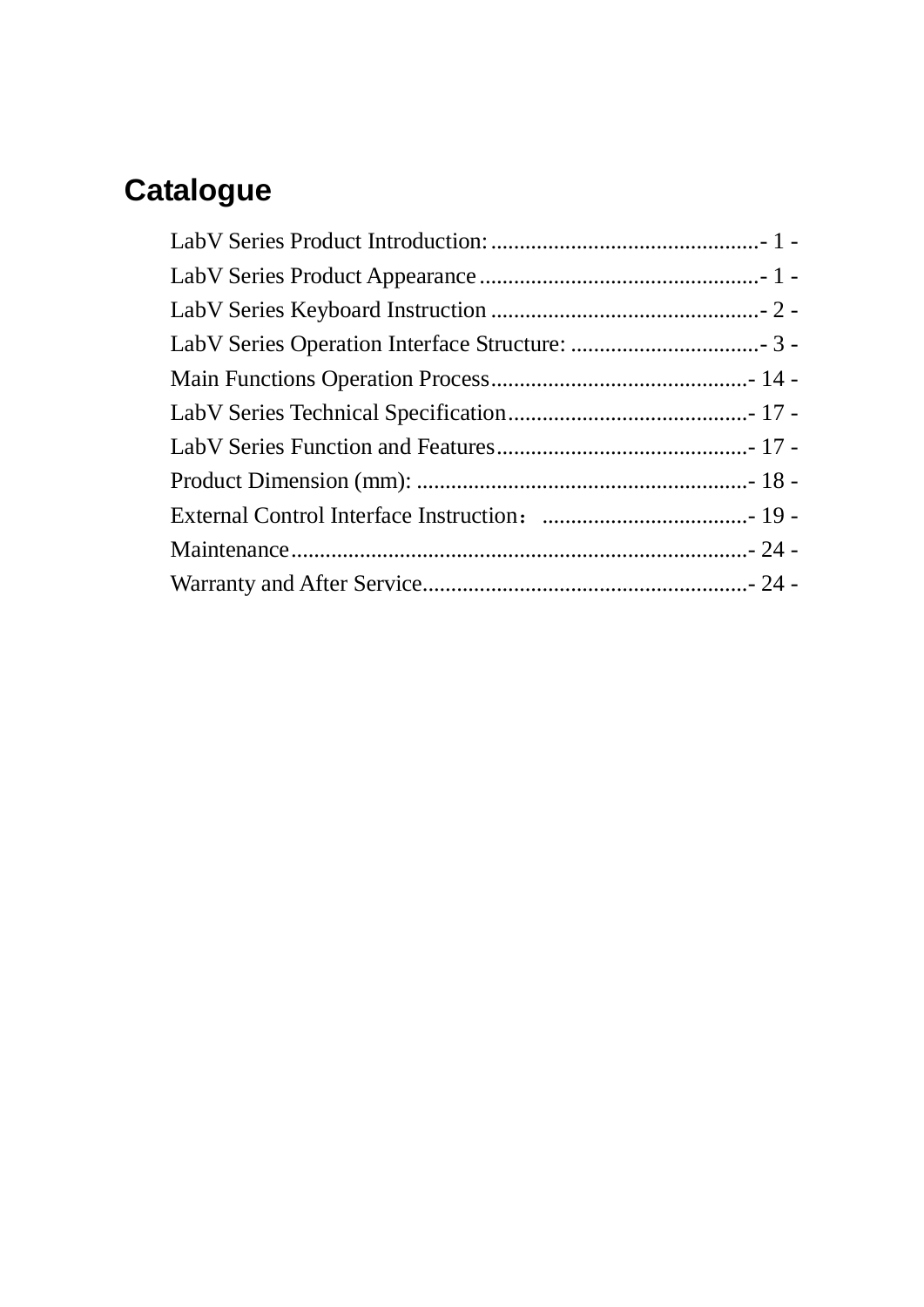# Catalogue

LabV Series Product Introduction:...............................................- 1 -
LabV Series Product Appearance.................................................- 1 -
LabV Series Keyboard Instruction...............................................- 2 -
LabV Series Operation Interface Structure: .................................- 3 -
Main Functions Operation Process.............................................- 14 -
LabV Series Technical Specification...........................................- 17 -
LabV Series Function and Features............................................- 17 -
Product Dimension (mm): ..........................................................- 18 -
External Control Interface Instruction： ....................................- 19 -
Maintenance...............................................................................- 24 -
Warranty and After Service.........................................................- 24 -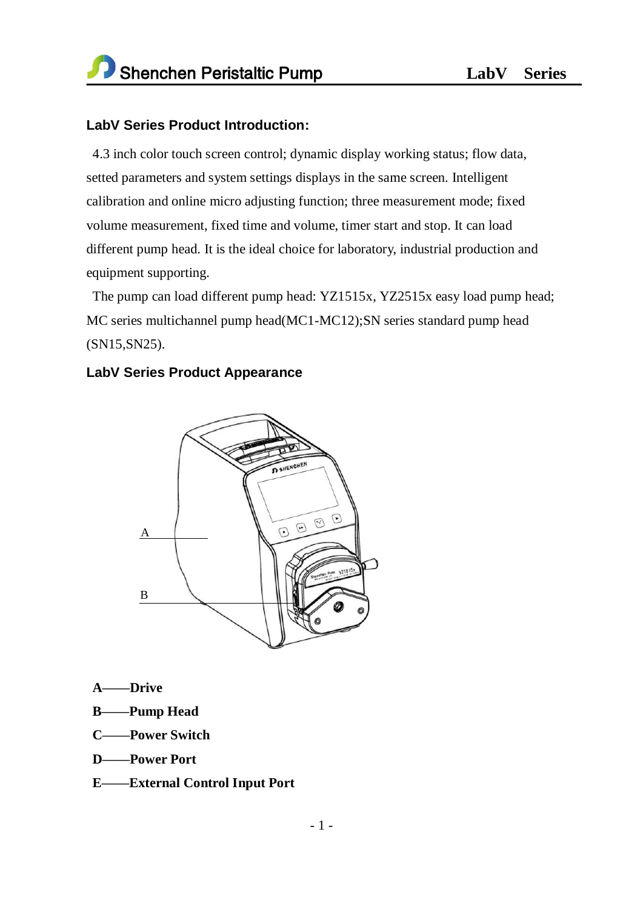**LabV Series Product Introduction:**

4.3 inch color touch screen control; dynamic display working status; flow data, setted parameters and system settings displays in the same screen. Intelligent calibration and online micro adjusting function; three measurement mode; fixed volume measurement, fixed time and volume, timer start and stop. It can load different pump head. It is the ideal choice for laboratory, industrial production and equipment supporting.

The pump can load different pump head: YZ1515x, YZ2515x easy load pump head; MC series multichannel pump head(MC1-MC12);SN series standard pump head (SN15,SN25).

**LabV Series Product Appearance**

A

B

**A——Drive**

**B——Pump Head**

**C——Power Switch**

**D——Power Port**

**E——External Control Input Port**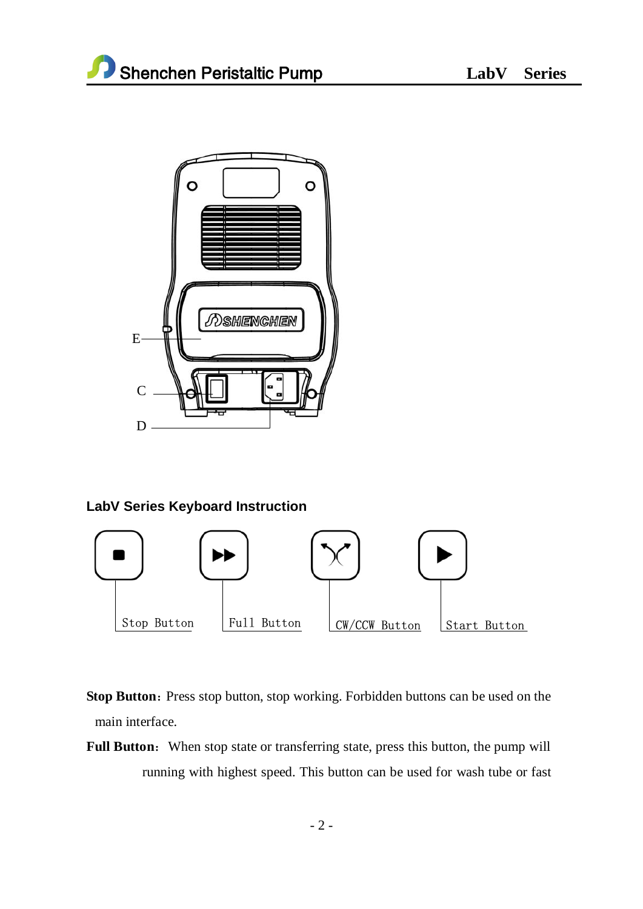E

C

D

**LabV Series Keyboard Instruction**

Stop Button　Full Button　CW/CCW Button　Start Button

**Stop Button**: Press stop button, stop working. Forbidden buttons can be used on the main interface.

**Full Button**: When stop state or transferring state, press this button, the pump will running with highest speed. This button can be used for wash tube or fast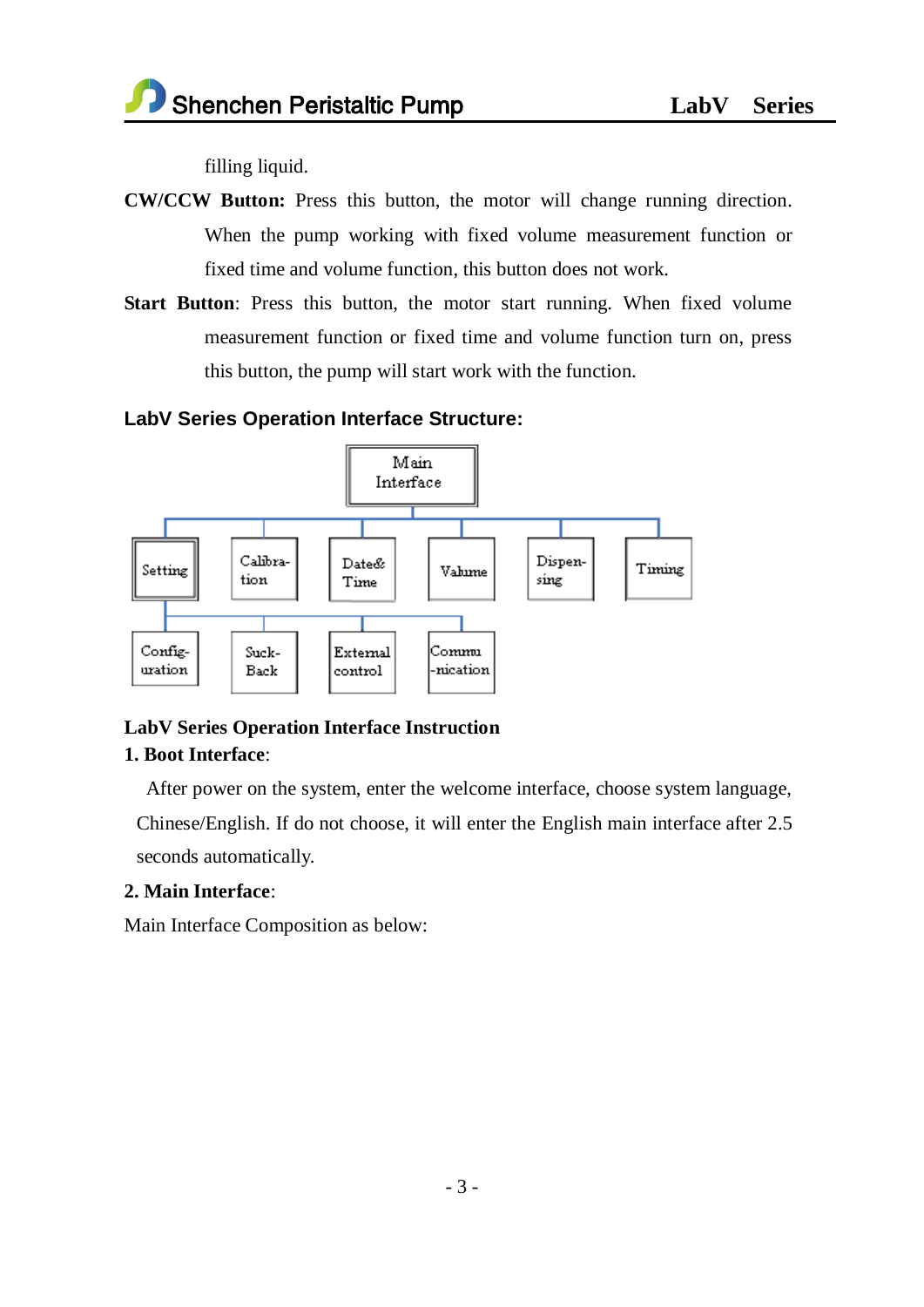filling liquid.

**CW/CCW Button:** Press this button, the motor will change running direction. When the pump working with fixed volume measurement function or fixed time and volume function, this button does not work.

**Start Button**: Press this button, the motor start running. When fixed volume measurement function or fixed time and volume function turn on, press this button, the pump will start work with the function.

## LabV Series Operation Interface Structure:

- Main Interface
  - Setting
    - Config-uration
    - Suck-Back
    - External control
    - Commu-nication
  - Calibra-tion
  - Date& Time
  - Valume
  - Dispen-sing
  - Timing

## LabV Series Operation Interface Instruction

### 1. Boot Interface:

After power on the system, enter the welcome interface, choose system language, Chinese/English. If do not choose, it will enter the English main interface after 2.5 seconds automatically.

### 2. Main Interface:

Main Interface Composition as below: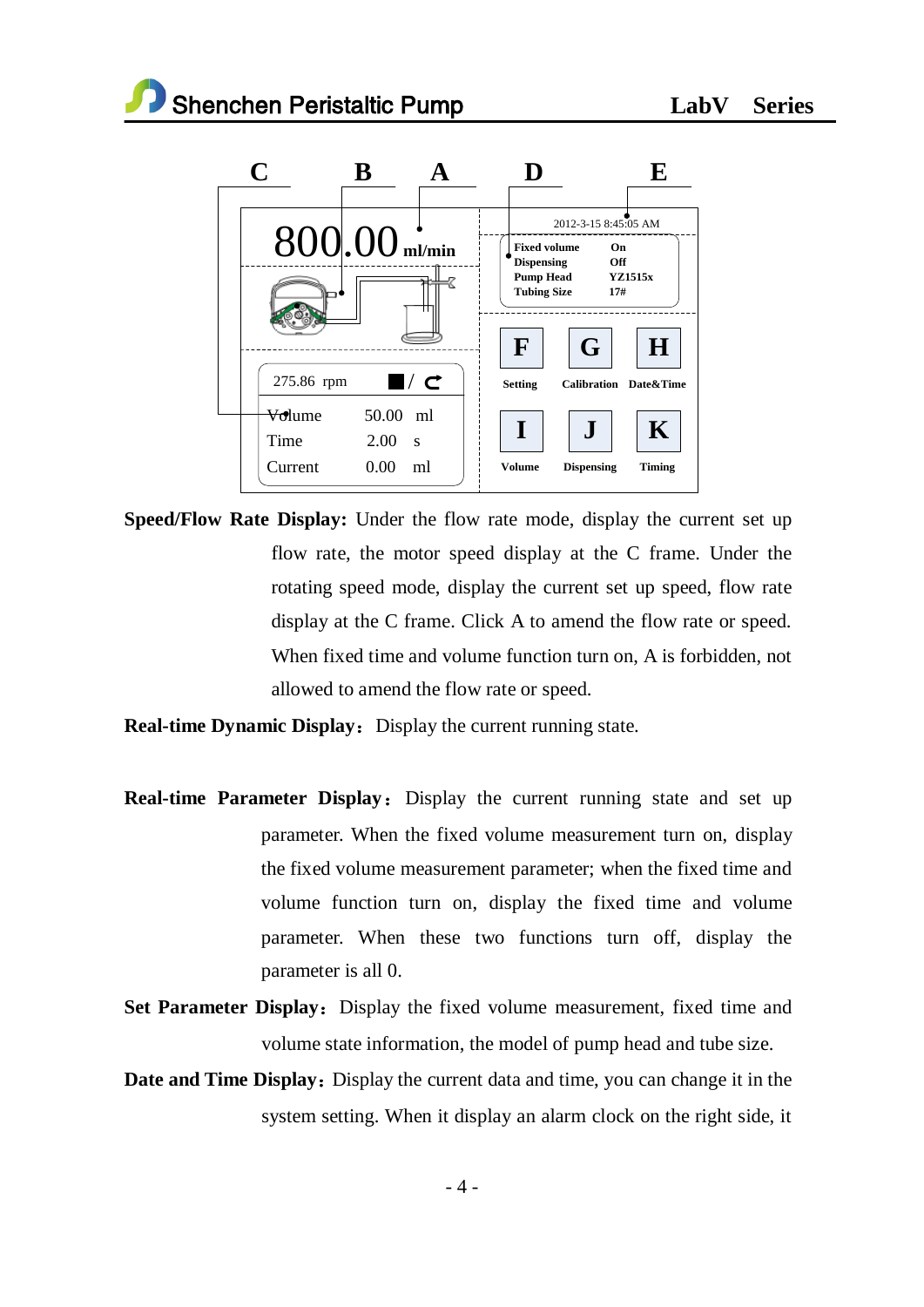**Speed/Flow Rate Display:** Under the flow rate mode, display the current set up flow rate, the motor speed display at the C frame. Under the rotating speed mode, display the current set up speed, flow rate display at the C frame. Click A to amend the flow rate or speed. When fixed time and volume function turn on, A is forbidden, not allowed to amend the flow rate or speed.

**Real-time Dynamic Display**：Display the current running state.

**Real-time Parameter Display**：Display the current running state and set up parameter. When the fixed volume measurement turn on, display the fixed volume measurement parameter; when the fixed time and volume function turn on, display the fixed time and volume parameter. When these two functions turn off, display the parameter is all 0.

**Set Parameter Display**：Display the fixed volume measurement, fixed time and volume state information, the model of pump head and tube size.

**Date and Time Display**：Display the current data and time, you can change it in the system setting. When it display an alarm clock on the right side, it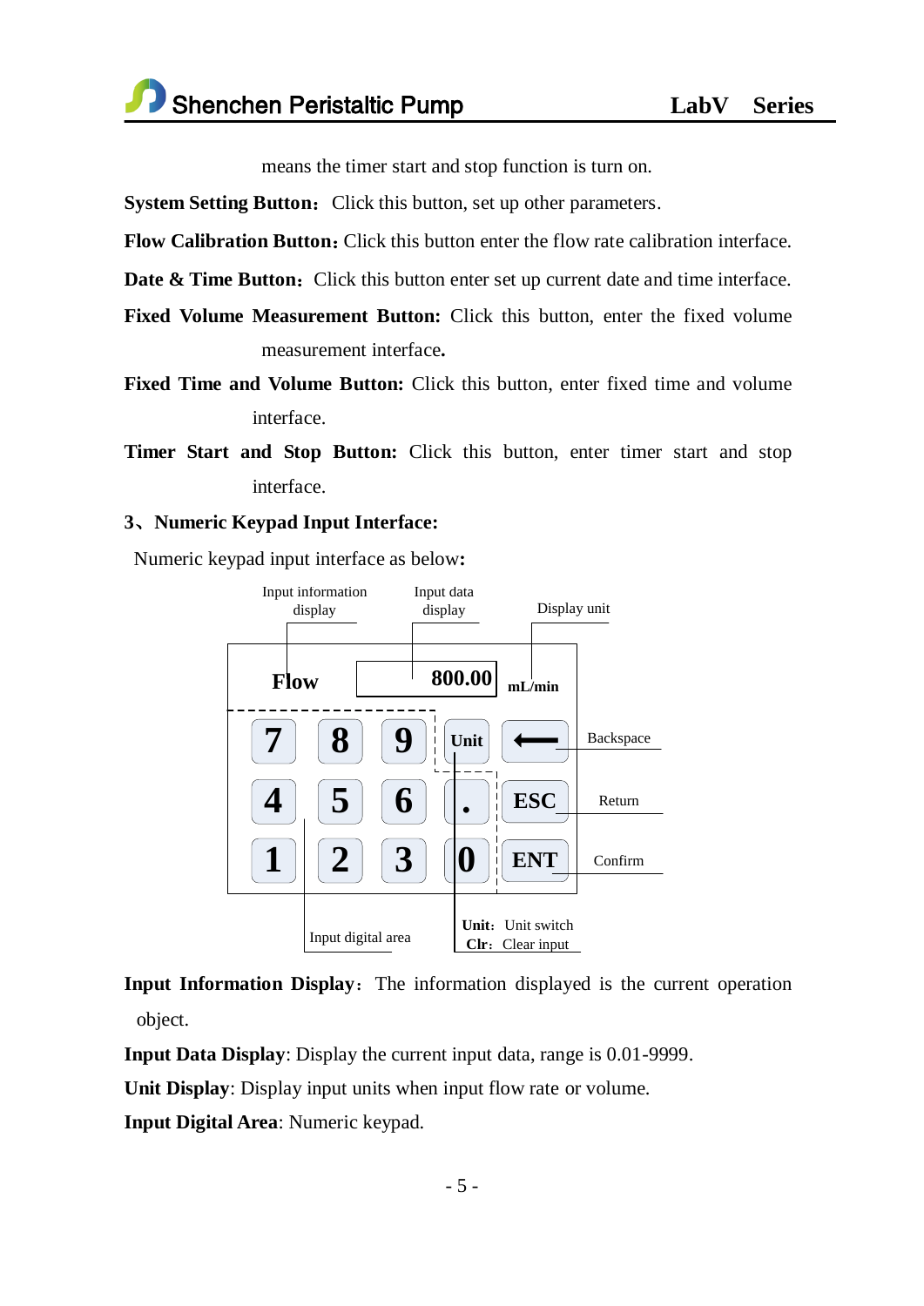means the timer start and stop function is turn on.

**System Setting Button**: Click this button, set up other parameters.

**Flow Calibration Button**: Click this button enter the flow rate calibration interface.

**Date & Time Button**: Click this button enter set up current date and time interface.

**Fixed Volume Measurement Button:** Click this button, enter the fixed volume measurement interface.

**Fixed Time and Volume Button:** Click this button, enter fixed time and volume interface.

**Timer Start and Stop Button:** Click this button, enter timer start and stop interface.

### 3、Numeric Keypad Input Interface:

Numeric keypad input interface as below:

Input information display — Input data display — Display unit

Flow | 800.00 | mL/min

| 7 | 8 | 9 | Unit | ⟵ |
|---|---|---|---|---|
| 4 | 5 | 6 | . | ESC |
| 1 | 2 | 3 | 0 | ENT |

Backspace — Return — Confirm

Input digital area

**Unit**: Unit switch
**Clr**: Clear input

**Input Information Display**: The information displayed is the current operation object.

**Input Data Display**: Display the current input data, range is 0.01-9999.

**Unit Display**: Display input units when input flow rate or volume.

**Input Digital Area**: Numeric keypad.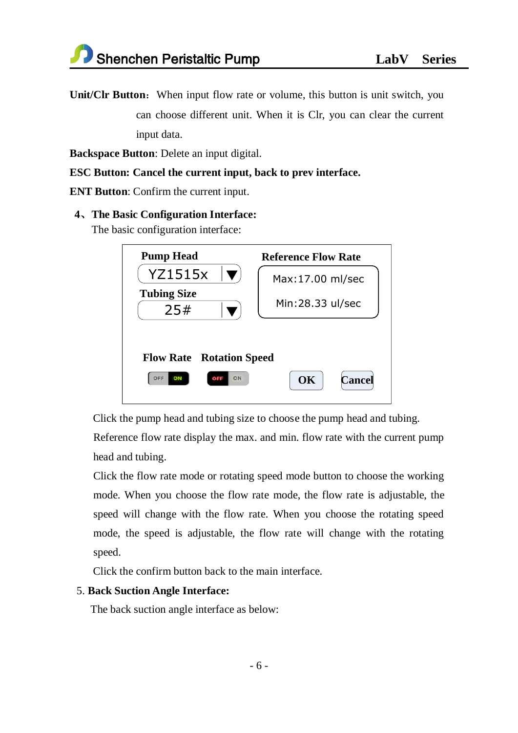**Unit/Clr Button**: When input flow rate or volume, this button is unit switch, you can choose different unit. When it is Clr, you can clear the current input data.

**Backspace Button**: Delete an input digital.

**ESC Button: Cancel the current input, back to prev interface.**

**ENT Button**: Confirm the current input.

### 4、The Basic Configuration Interface:

The basic configuration interface:

| Pump Head | Reference Flow Rate |
|---|---|
| YZ1515x ▼ | Max:17.00 ml/sec |
| Tubing Size | |
| 25# ▼ | Min:28.33 ul/sec |
| Flow Rate: OFF / ON | Rotation Speed: OFF / ON |
| OK | Cancel |

Click the pump head and tubing size to choose the pump head and tubing.

Reference flow rate display the max. and min. flow rate with the current pump head and tubing.

Click the flow rate mode or rotating speed mode button to choose the working mode. When you choose the flow rate mode, the flow rate is adjustable, the speed will change with the flow rate. When you choose the rotating speed mode, the speed is adjustable, the flow rate will change with the rotating speed.

Click the confirm button back to the main interface.

### 5. Back Suction Angle Interface:

The back suction angle interface as below: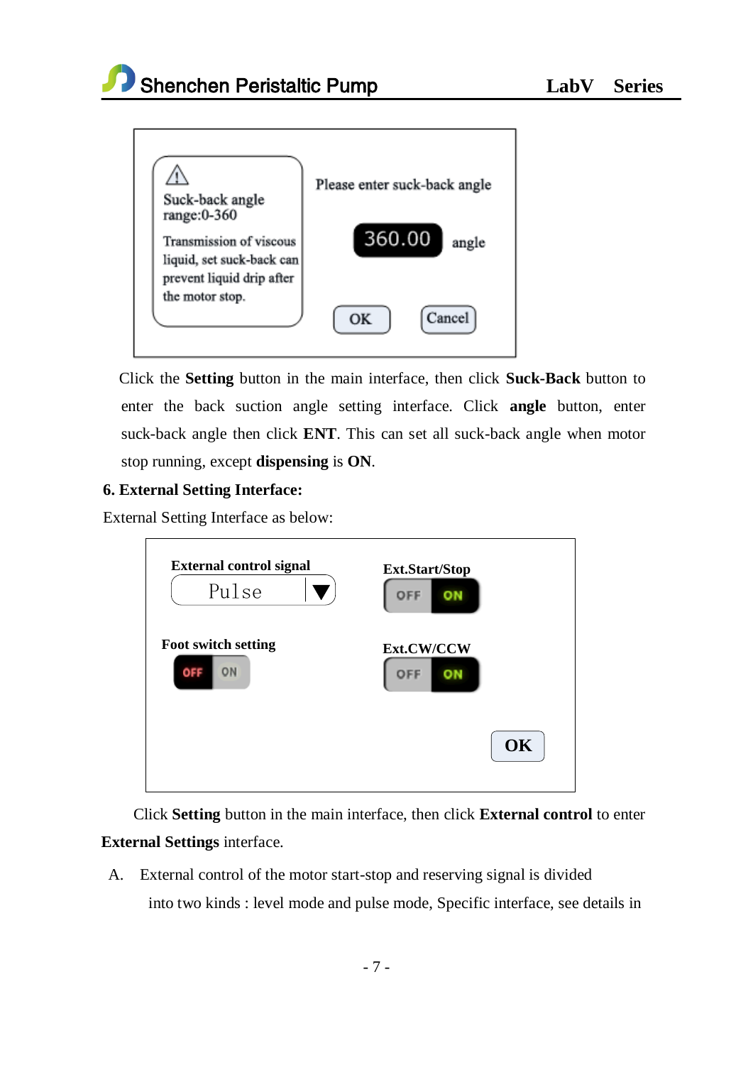Suck-back angle range:0-360

Transmission of viscous liquid, set suck-back can prevent liquid drip after the motor stop.

Please enter suck-back angle

360.00 angle

OK Cancel

Click the **Setting** button in the main interface, then click **Suck-Back** button to enter the back suction angle setting interface. Click **angle** button, enter suck-back angle then click **ENT**. This can set all suck-back angle when motor stop running, except **dispensing** is **ON**.

**6. External Setting Interface:**

External Setting Interface as below:

External control signal

Pulse

Ext.Start/Stop

OFF ON

Foot switch setting

OFF ON

Ext.CW/CCW

OFF ON

OK

Click **Setting** button in the main interface, then click **External control** to enter **External Settings** interface.

A. External control of the motor start-stop and reserving signal is divided into two kinds : level mode and pulse mode, Specific interface, see details in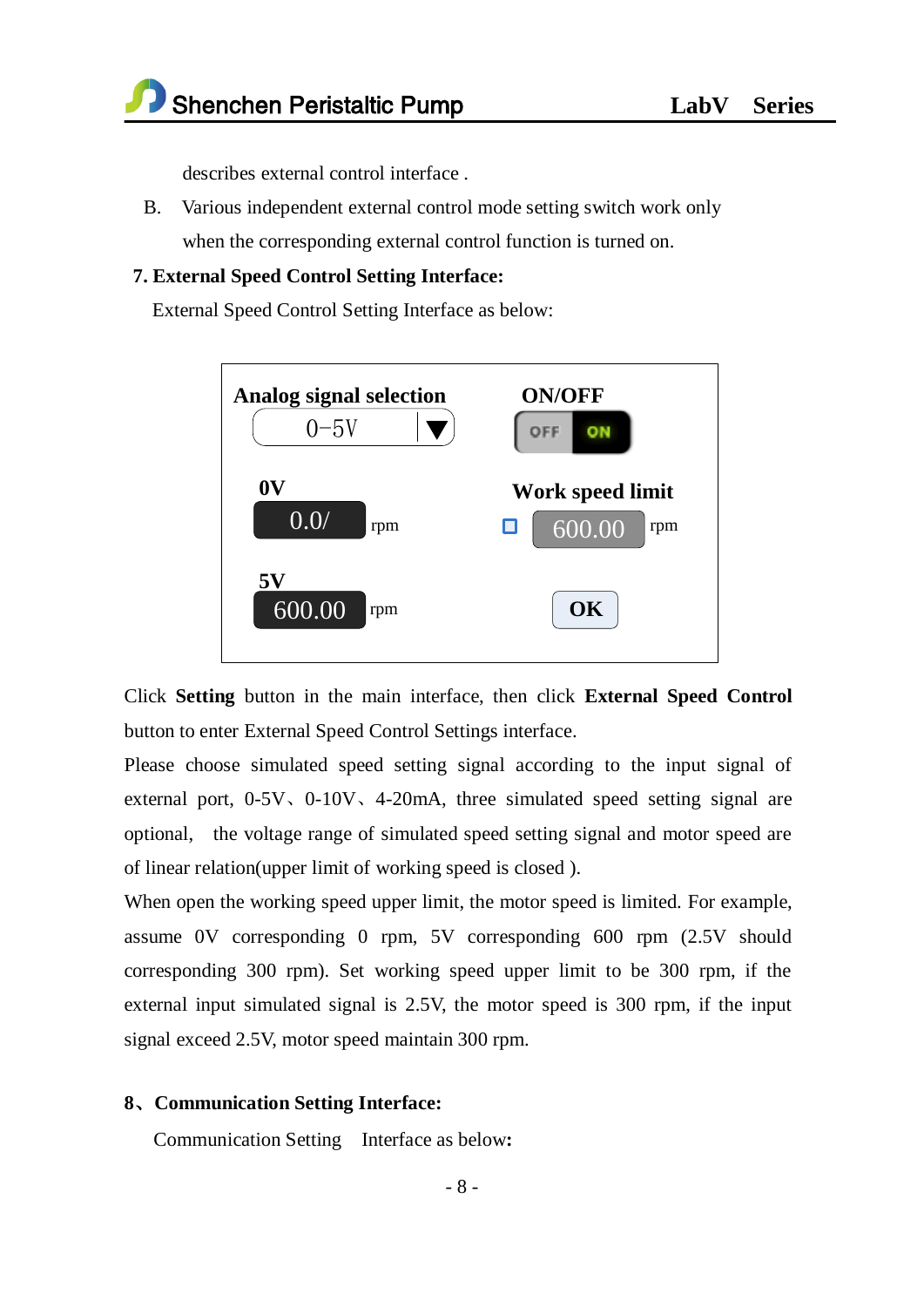describes external control interface .

B. Various independent external control mode setting switch work only when the corresponding external control function is turned on.

### 7. External Speed Control Setting Interface:

External Speed Control Setting Interface as below:

| Analog signal selection | ON/OFF |
|---|---|
| 0−5V ▼ | OFF ON |
| **0V** | **Work speed limit** |
| 0.0/ rpm | ☐ 600.00 rpm |
| **5V** | |
| 600.00 rpm | **OK** |

Click **Setting** button in the main interface, then click **External Speed Control** button to enter External Speed Control Settings interface.

Please choose simulated speed setting signal according to the input signal of external port, 0-5V、0-10V、4-20mA, three simulated speed setting signal are optional, the voltage range of simulated speed setting signal and motor speed are of linear relation(upper limit of working speed is closed ).

When open the working speed upper limit, the motor speed is limited. For example, assume 0V corresponding 0 rpm, 5V corresponding 600 rpm (2.5V should corresponding 300 rpm). Set working speed upper limit to be 300 rpm, if the external input simulated signal is 2.5V, the motor speed is 300 rpm, if the input signal exceed 2.5V, motor speed maintain 300 rpm.

### 8、Communication Setting Interface:

Communication Setting Interface as below**:**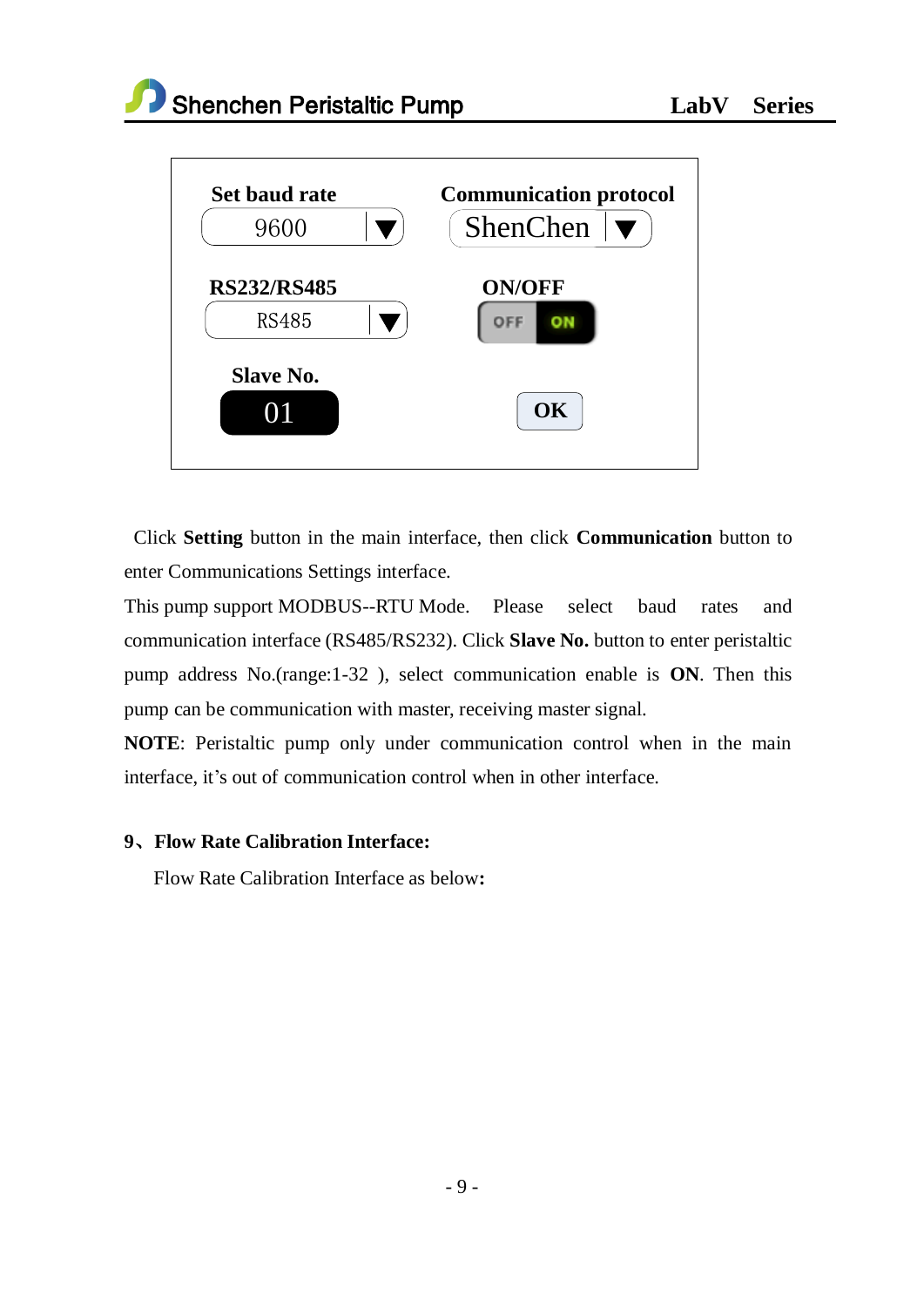| Set baud rate | Communication protocol |
|---|---|
| 9600 ▼ | ShenChen ▼ |
| **RS232/RS485** | **ON/OFF** |
| RS485 ▼ | OFF ON |
| **Slave No.** | |
| 01 | **OK** |

Click **Setting** button in the main interface, then click **Communication** button to enter Communications Settings interface.

This pump support MODBUS--RTU Mode. Please select baud rates and communication interface (RS485/RS232). Click **Slave No.** button to enter peristaltic pump address No.(range:1-32 ), select communication enable is **ON**. Then this pump can be communication with master, receiving master signal.

**NOTE**: Peristaltic pump only under communication control when in the main interface, it's out of communication control when in other interface.

## 9、Flow Rate Calibration Interface:

Flow Rate Calibration Interface as below**:**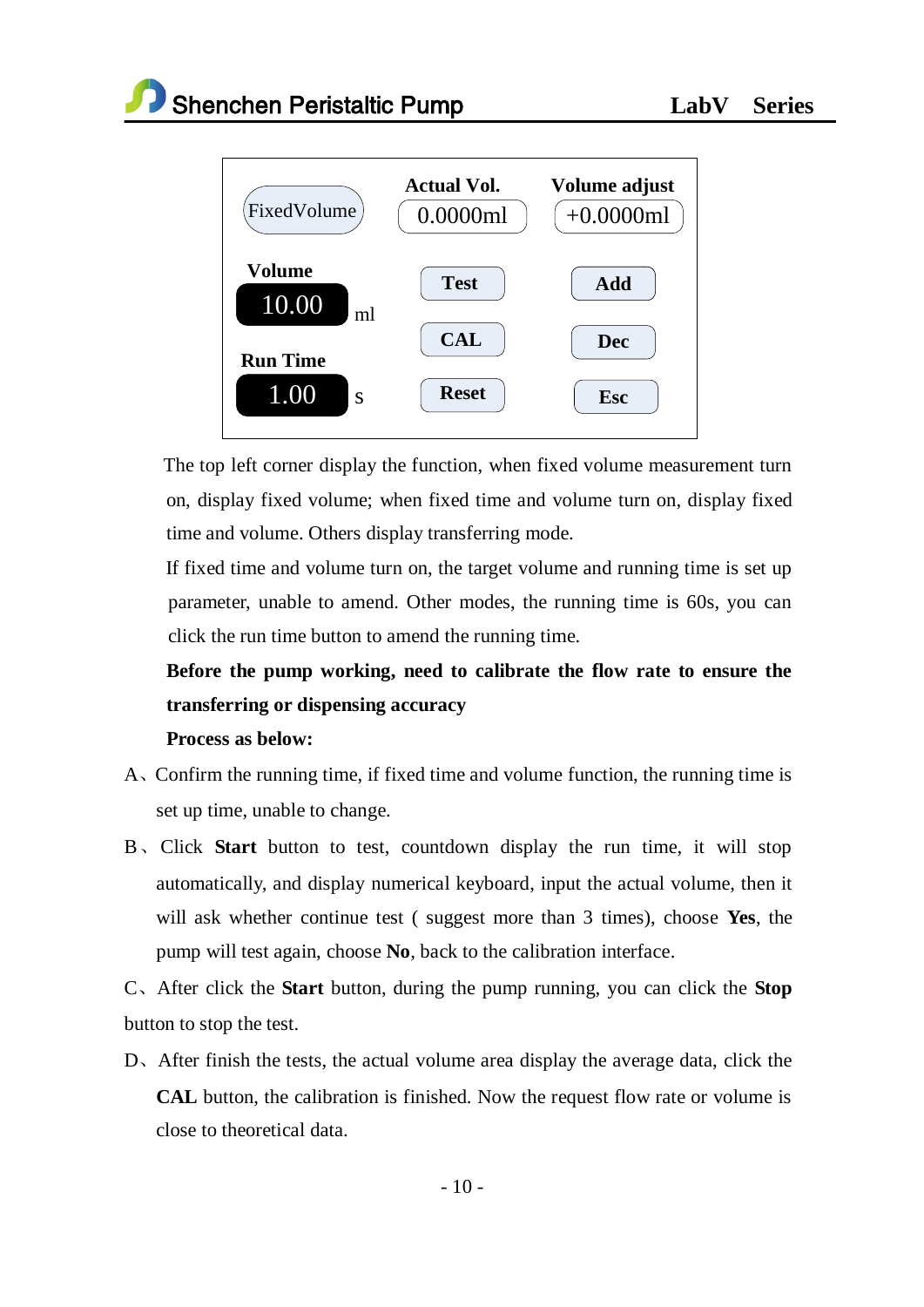| FixedVolume | Actual Vol. 0.0000ml | Volume adjust +0.0000ml |
| --- | --- | --- |
| Volume 10.00 ml | Test | Add |
| | CAL | Dec |
| Run Time 1.00 s | Reset | Esc |

The top left corner display the function, when fixed volume measurement turn on, display fixed volume; when fixed time and volume turn on, display fixed time and volume. Others display transferring mode.

If fixed time and volume turn on, the target volume and running time is set up parameter, unable to amend. Other modes, the running time is 60s, you can click the run time button to amend the running time.

**Before the pump working, need to calibrate the flow rate to ensure the transferring or dispensing accuracy**

**Process as below:**

A、Confirm the running time, if fixed time and volume function, the running time is set up time, unable to change.

B、Click **Start** button to test, countdown display the run time, it will stop automatically, and display numerical keyboard, input the actual volume, then it will ask whether continue test ( suggest more than 3 times), choose **Yes**, the pump will test again, choose **No**, back to the calibration interface.

C、After click the **Start** button, during the pump running, you can click the **Stop** button to stop the test.

D、After finish the tests, the actual volume area display the average data, click the **CAL** button, the calibration is finished. Now the request flow rate or volume is close to theoretical data.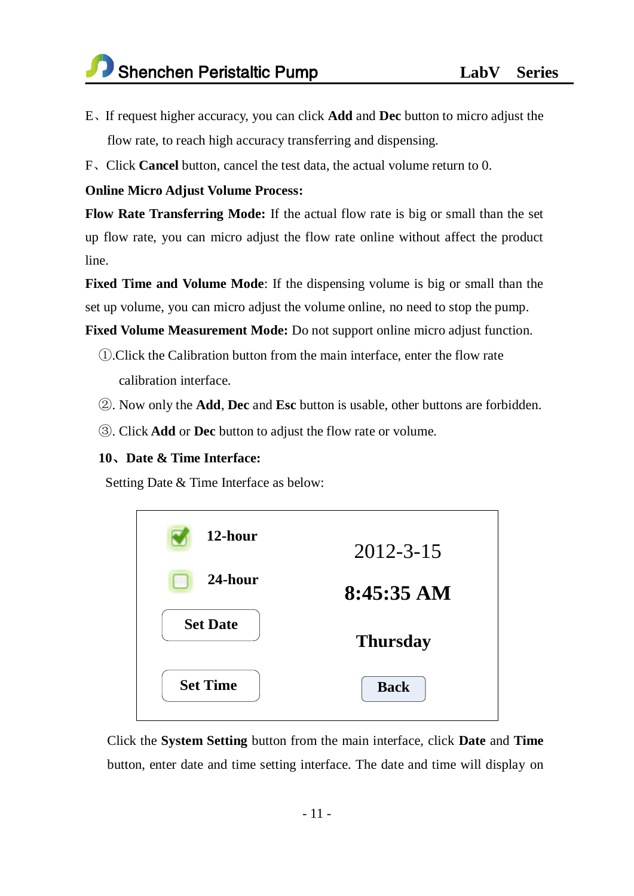E、If request higher accuracy, you can click **Add** and **Dec** button to micro adjust the flow rate, to reach high accuracy transferring and dispensing.

F、Click **Cancel** button, cancel the test data, the actual volume return to 0.

**Online Micro Adjust Volume Process:**

**Flow Rate Transferring Mode:** If the actual flow rate is big or small than the set up flow rate, you can micro adjust the flow rate online without affect the product line.

**Fixed Time and Volume Mode**: If the dispensing volume is big or small than the set up volume, you can micro adjust the volume online, no need to stop the pump.

**Fixed Volume Measurement Mode:** Do not support online micro adjust function.

①.Click the Calibration button from the main interface, enter the flow rate calibration interface.

②. Now only the **Add**, **Dec** and **Esc** button is usable, other buttons are forbidden.

③. Click **Add** or **Dec** button to adjust the flow rate or volume.

### 10、Date & Time Interface:

Setting Date & Time Interface as below:

| | |
|---|---|
| ☑ **12-hour** | 2012-3-15 |
| ☐ **24-hour** | **8:45:35 AM** |
| **Set Date** | **Thursday** |
| **Set Time** | **Back** |

Click the **System Setting** button from the main interface, click **Date** and **Time** button, enter date and time setting interface. The date and time will display on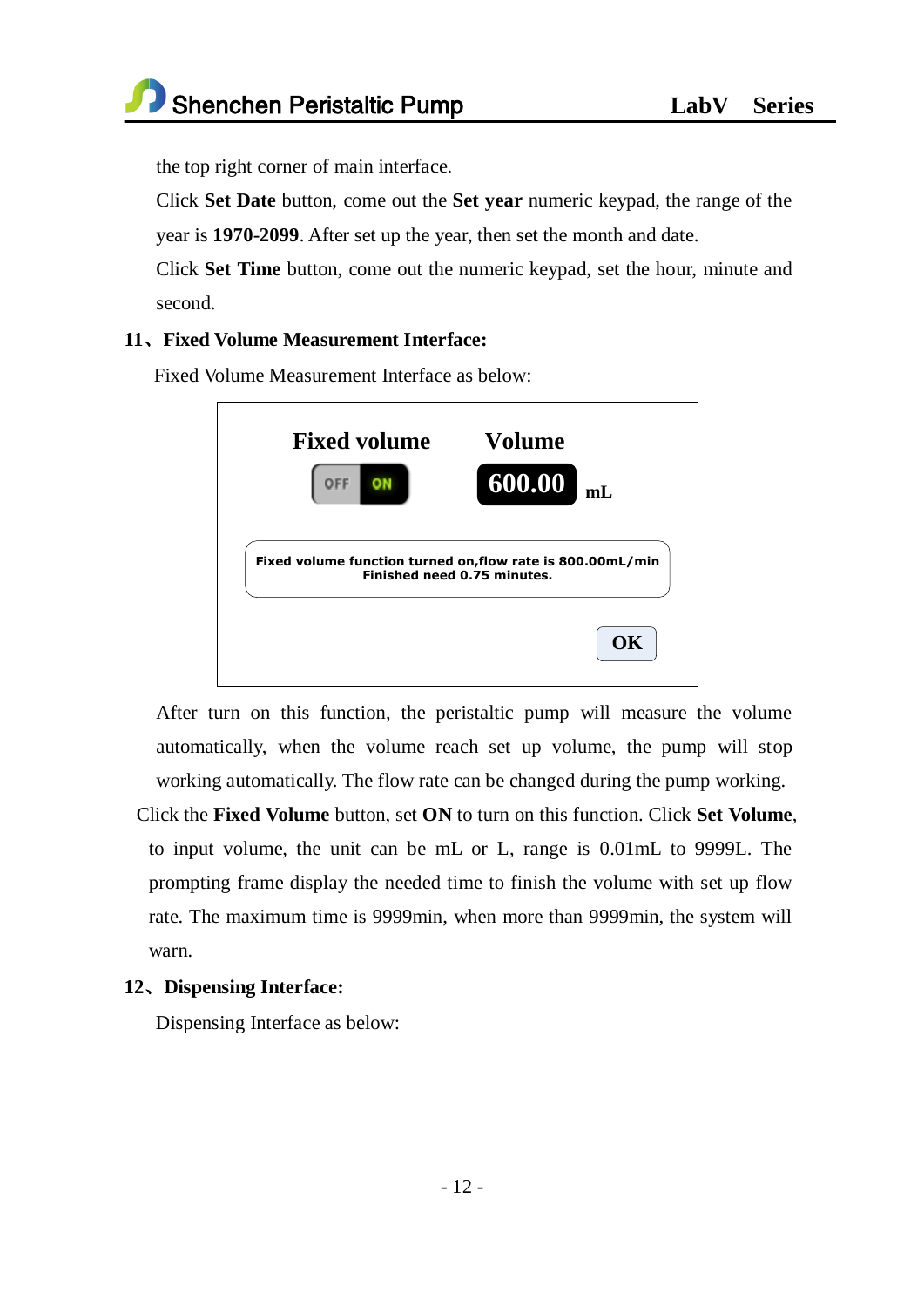the top right corner of main interface.

Click **Set Date** button, come out the **Set year** numeric keypad, the range of the year is **1970-2099**. After set up the year, then set the month and date.

Click **Set Time** button, come out the numeric keypad, set the hour, minute and second.

### 11、Fixed Volume Measurement Interface:

Fixed Volume Measurement Interface as below:

**Fixed volume** OFF ON **Volume** 600.00 mL

Fixed volume function turned on,flow rate is 800.00mL/min
Finished need 0.75 minutes.

OK

After turn on this function, the peristaltic pump will measure the volume automatically, when the volume reach set up volume, the pump will stop working automatically. The flow rate can be changed during the pump working.

Click the **Fixed Volume** button, set **ON** to turn on this function. Click **Set Volume**, to input volume, the unit can be mL or L, range is 0.01mL to 9999L. The prompting frame display the needed time to finish the volume with set up flow rate. The maximum time is 9999min, when more than 9999min, the system will warn.

### 12、Dispensing Interface:

Dispensing Interface as below: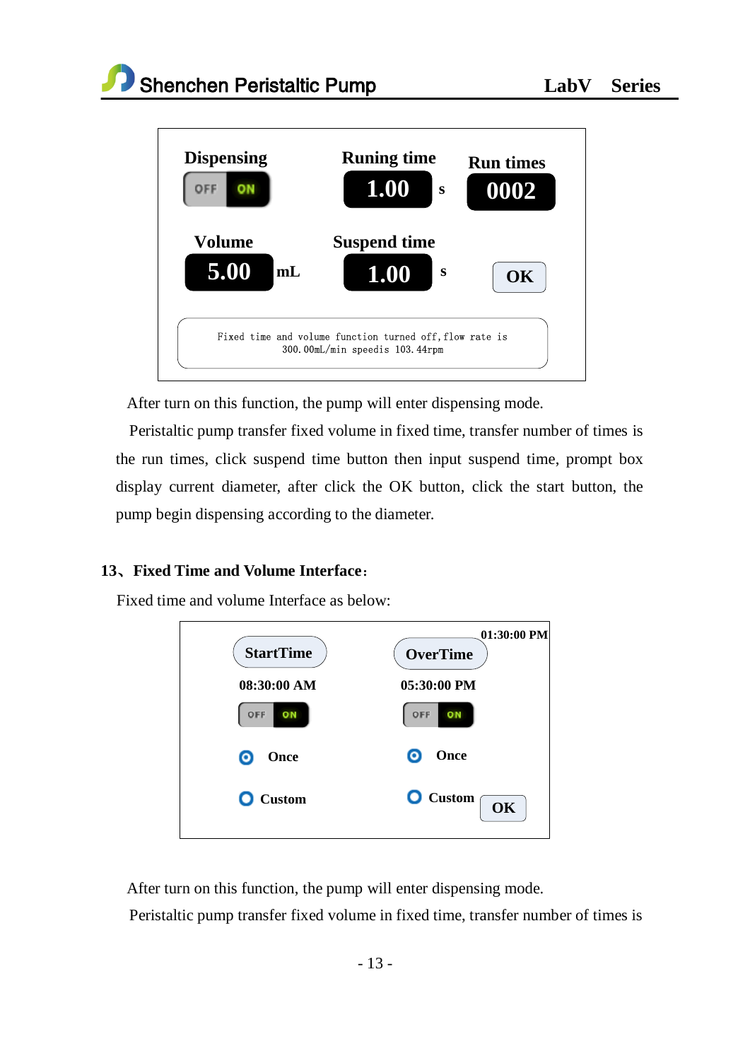| Dispensing | Runing time | Run times |
| --- | --- | --- |
| OFF ON | 1.00 s | 0002 |
| **Volume** | **Suspend time** | |
| 5.00 mL | 1.00 s | OK |

Fixed time and volume function turned off, flow rate is 300.00mL/min speedis 103.44rpm

After turn on this function, the pump will enter dispensing mode.

Peristaltic pump transfer fixed volume in fixed time, transfer number of times is the run times, click suspend time button then input suspend time, prompt box display current diameter, after click the OK button, click the start button, the pump begin dispensing according to the diameter.

### 13、Fixed Time and Volume Interface：

Fixed time and volume Interface as below:

| StartTime | OverTime |
| --- | --- |
| 08:30:00 AM | 05:30:00 PM |
| OFF ON | OFF ON |
| Once | Once |
| Custom | Custom |

01:30:00 PM

OK

After turn on this function, the pump will enter dispensing mode.

Peristaltic pump transfer fixed volume in fixed time, transfer number of times is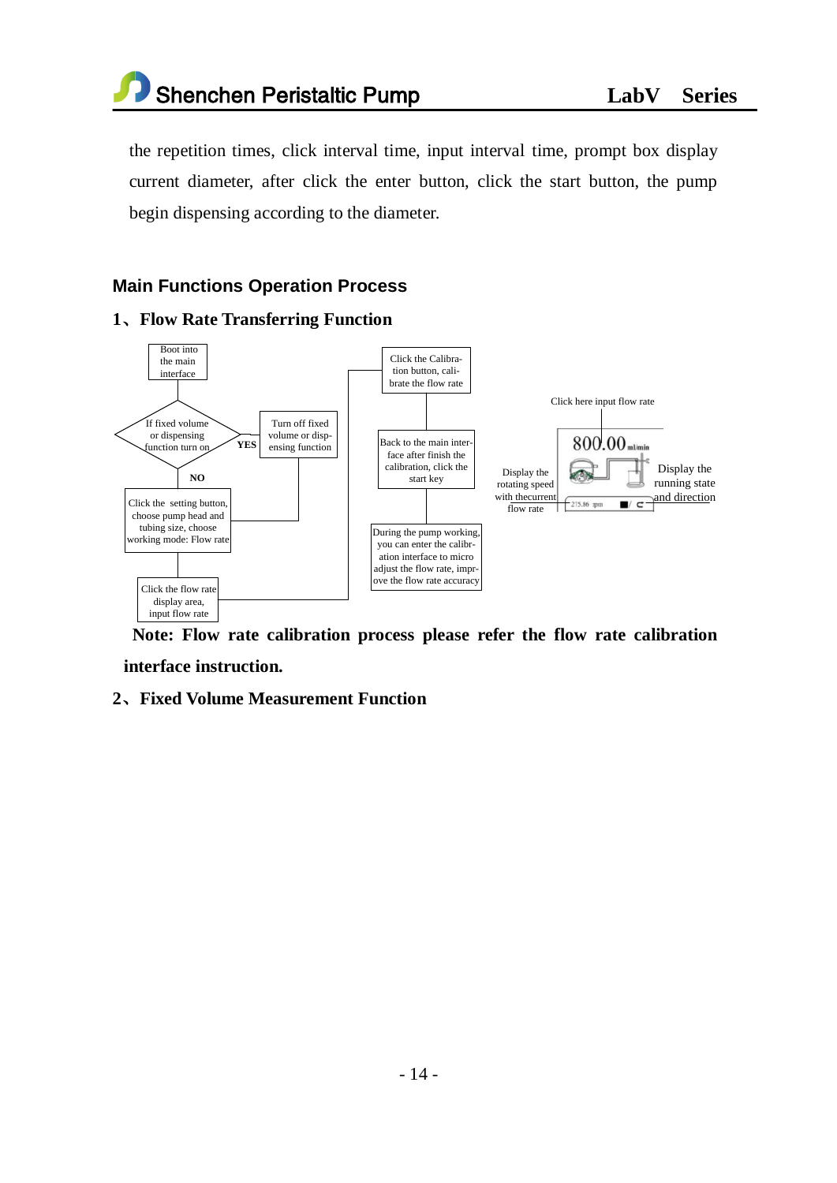the repetition times, click interval time, input interval time, prompt box display current diameter, after click the enter button, click the start button, the pump begin dispensing according to the diameter.

## Main Functions Operation Process

### 1、Flow Rate Transferring Function

Boot into the main interface

If fixed volume or dispensing function turn on

YES

Turn off fixed volume or dispensing function

NO

Click the setting button, choose pump head and tubing size, choose working mode: Flow rate

Click the flow rate display area, input flow rate

Click the Calibration button, calibrate the flow rate

Back to the main interface after finish the calibration, click the start key

During the pump working, you can enter the calibration interface to micro adjust the flow rate, improve the flow rate accuracy

Click here input flow rate

800.00 ml/min

Display the rotating speed with the current flow rate

275.86 rpm

Display the running state and direction

**Note: Flow rate calibration process please refer the flow rate calibration interface instruction.**

### 2、Fixed Volume Measurement Function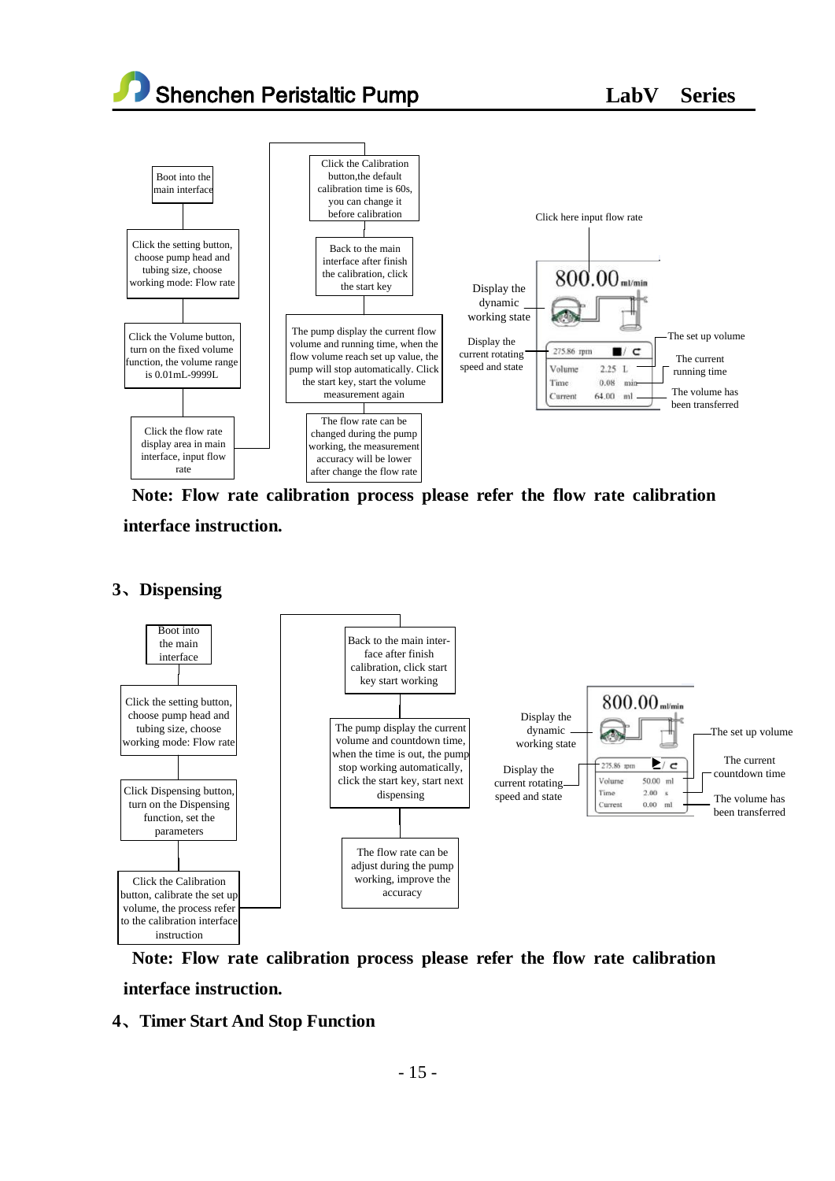Boot into the main interface

Click the setting button, choose pump head and tubing size, choose working mode: Flow rate

Click the Volume button, turn on the fixed volume function, the volume range is 0.01mL-9999L

Click the flow rate display area in main interface, input flow rate

Click the Calibration button,the default calibration time is 60s, you can change it before calibration

Back to the main interface after finish the calibration, click the start key

The pump display the current flow volume and running time, when the flow volume reach set up value, the pump will stop automatically. Click the start key, start the volume measurement again

The flow rate can be changed during the pump working, the measurement accuracy will be lower after change the flow rate

Click here input flow rate

Display the dynamic working state

Display the current rotating speed and state

800.00 ml/min

275.86 rpm

| Volume | 2.25 | L |
|---|---|---|
| Time | 0.08 | min |
| Current | 64.00 | ml |

The set up volume

The current running time

The volume has been transferred

**Note: Flow rate calibration process please refer the flow rate calibration interface instruction.**

## 3、Dispensing

Boot into the main interface

Click the setting button, choose pump head and tubing size, choose working mode: Flow rate

Click Dispensing button, turn on the Dispensing function, set the parameters

Click the Calibration button, calibrate the set up volume, the process refer to the calibration interface instruction

Back to the main interface after finish calibration, click start key start working

The pump display the current volume and countdown time, when the time is out, the pump stop working automatically, click the start key, start next dispensing

The flow rate can be adjust during the pump working, improve the accuracy

Display the dynamic working state

Display the current rotating speed and state

800.00 ml/min

275.86 rpm

| Volume | 50.00 | ml |
|---|---|---|
| Time | 2.00 | s |
| Current | 0.00 | ml |

The set up volume

The current countdown time

The volume has been transferred

**Note: Flow rate calibration process please refer the flow rate calibration interface instruction.**

## 4、Timer Start And Stop Function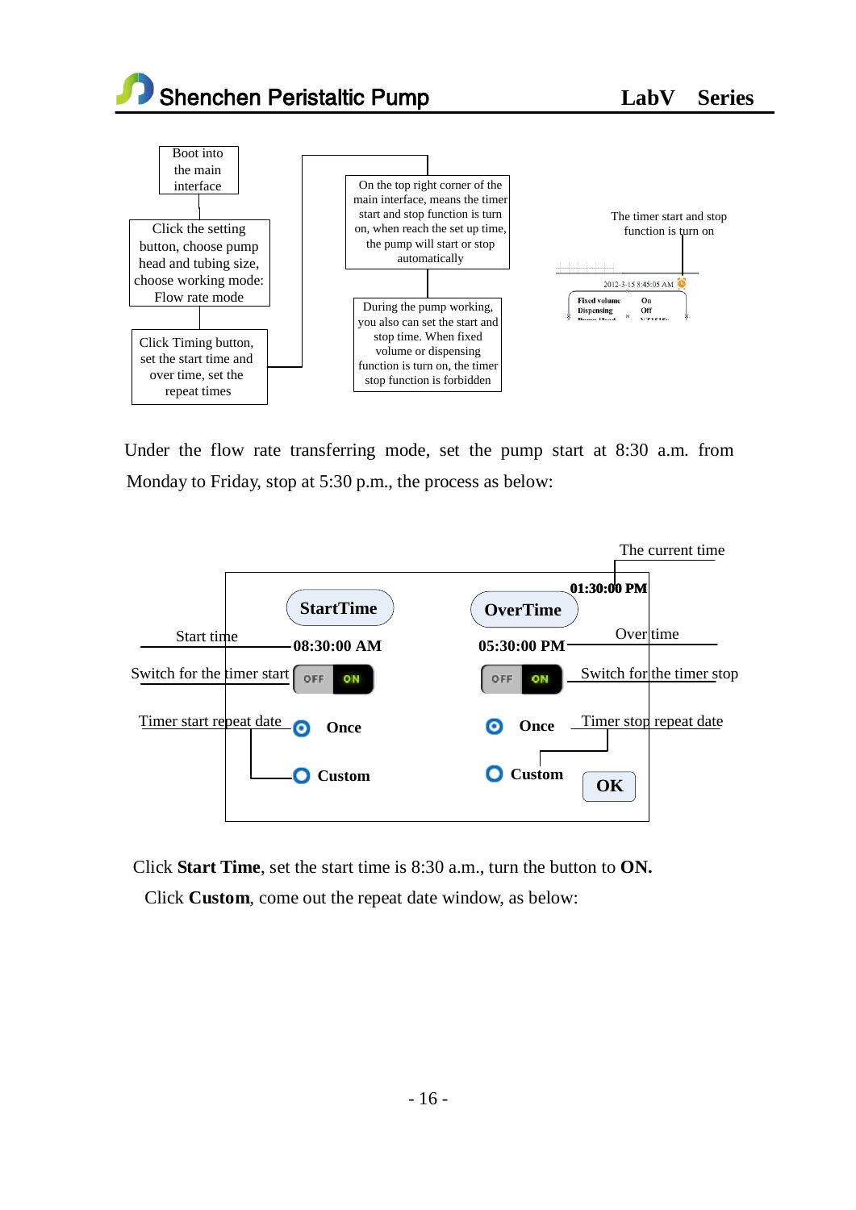Boot into the main interface

Click the setting button, choose pump head and tubing size, choose working mode: Flow rate mode

Click Timing button, set the start time and over time, set the repeat times

On the top right corner of the main interface, means the timer start and stop function is turn on, when reach the set up time, the pump will start or stop automatically

During the pump working, you also can set the start and stop time. When fixed volume or dispensing function is turn on, the timer stop function is forbidden

The timer start and stop function is turn on

2012-3-15 8:45:05 AM

| Fixed volume | On |
| --- | --- |
| Dispensing | Off |

Under the flow rate transferring mode, set the pump start at 8:30 a.m. from Monday to Friday, stop at 5:30 p.m., the process as below:

The current time

01:30:00 PM

| StartTime | OverTime |
| --- | --- |
| Start time: 08:30:00 AM | Over time: 05:30:00 PM |
| Switch for the timer start: OFF / ON | Switch for the timer stop: OFF / ON |
| Timer start repeat date: Once / Custom | Timer stop repeat date: Once / Custom |

OK

Click **Start Time**, set the start time is 8:30 a.m., turn the button to **ON.**

Click **Custom**, come out the repeat date window, as below: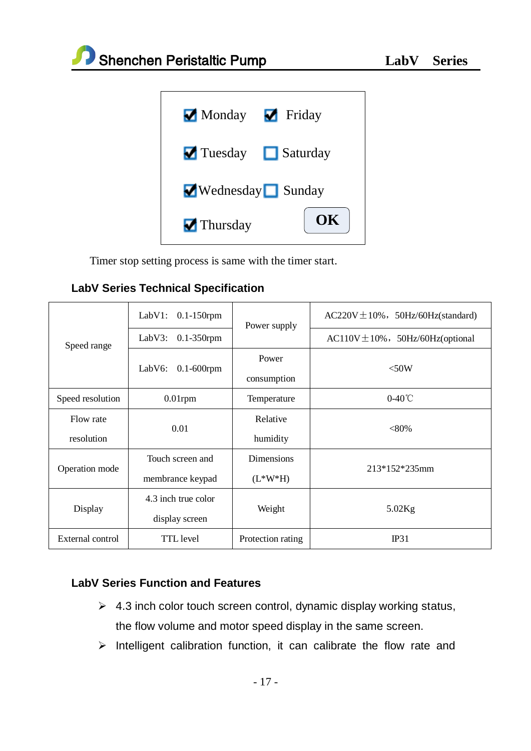- [x] Monday
- [x] Friday
- [x] Tuesday
- [ ] Saturday
- [x] Wednesday
- [ ] Sunday
- [x] Thursday

OK

Timer stop setting process is same with the timer start.

### LabV Series Technical Specification

| Speed range | LabV1: 0.1-150rpm | Power supply | AC220V±10%，50Hz/60Hz(standard) |
|---|---|---|---|
| | LabV3: 0.1-350rpm | | AC110V±10%，50Hz/60Hz(optional |
| | LabV6: 0.1-600rpm | Power consumption | <50W |
| Speed resolution | 0.01rpm | Temperature | 0-40℃ |
| Flow rate resolution | 0.01 | Relative humidity | <80% |
| Operation mode | Touch screen and membrance keypad | Dimensions (L*W*H) | 213*152*235mm |
| Display | 4.3 inch true color display screen | Weight | 5.02Kg |
| External control | TTL level | Protection rating | IP31 |

### LabV Series Function and Features

- 4.3 inch color touch screen control, dynamic display working status, the flow volume and motor speed display in the same screen.
- Intelligent calibration function, it can calibrate the flow rate and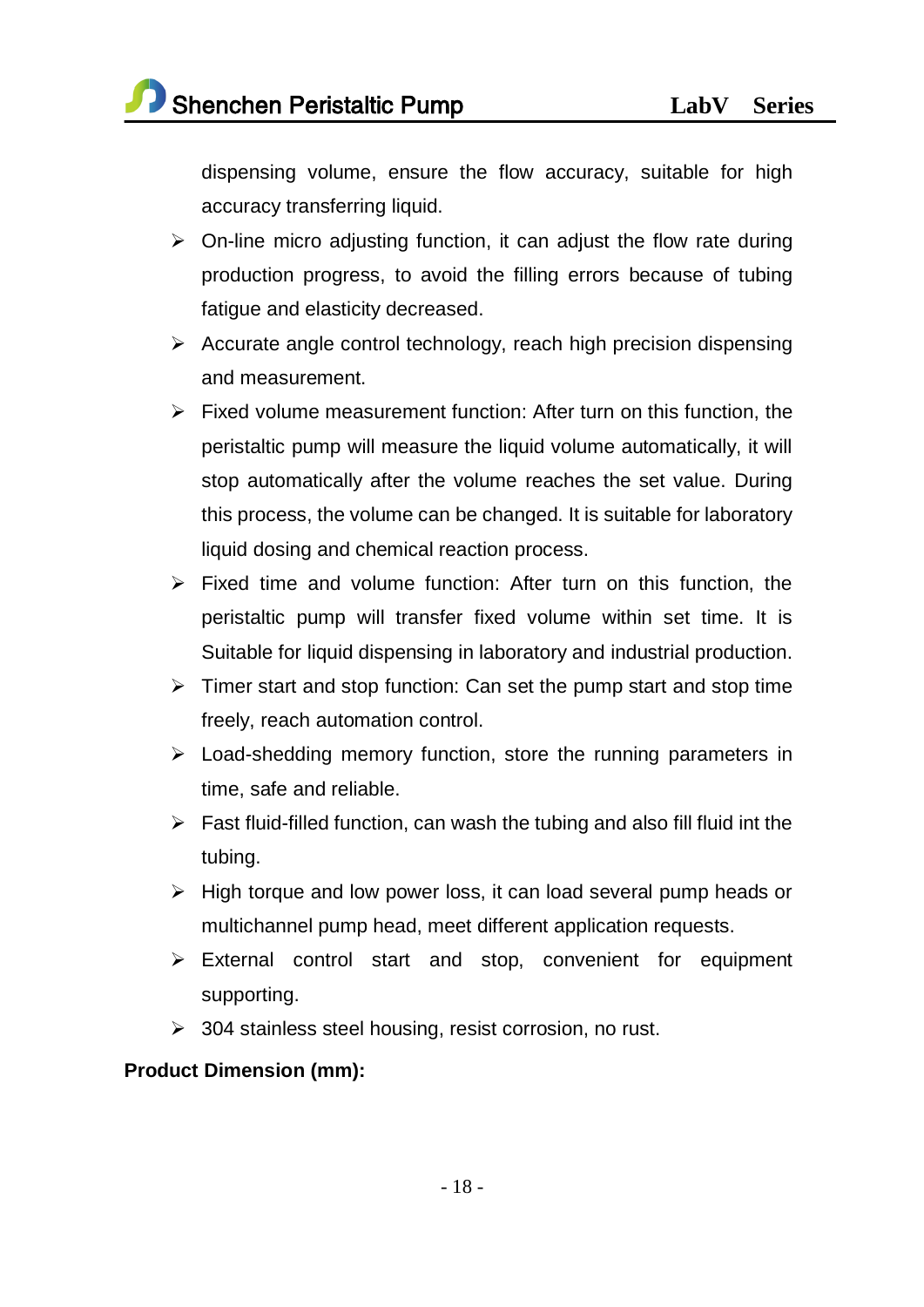dispensing volume, ensure the flow accuracy, suitable for high accuracy transferring liquid.

- On-line micro adjusting function, it can adjust the flow rate during production progress, to avoid the filling errors because of tubing fatigue and elasticity decreased.
- Accurate angle control technology, reach high precision dispensing and measurement.
- Fixed volume measurement function: After turn on this function, the peristaltic pump will measure the liquid volume automatically, it will stop automatically after the volume reaches the set value. During this process, the volume can be changed. It is suitable for laboratory liquid dosing and chemical reaction process.
- Fixed time and volume function: After turn on this function, the peristaltic pump will transfer fixed volume within set time. It is Suitable for liquid dispensing in laboratory and industrial production.
- Timer start and stop function: Can set the pump start and stop time freely, reach automation control.
- Load-shedding memory function, store the running parameters in time, safe and reliable.
- Fast fluid-filled function, can wash the tubing and also fill fluid int the tubing.
- High torque and low power loss, it can load several pump heads or multichannel pump head, meet different application requests.
- External control start and stop, convenient for equipment supporting.
- 304 stainless steel housing, resist corrosion, no rust.

**Product Dimension (mm):**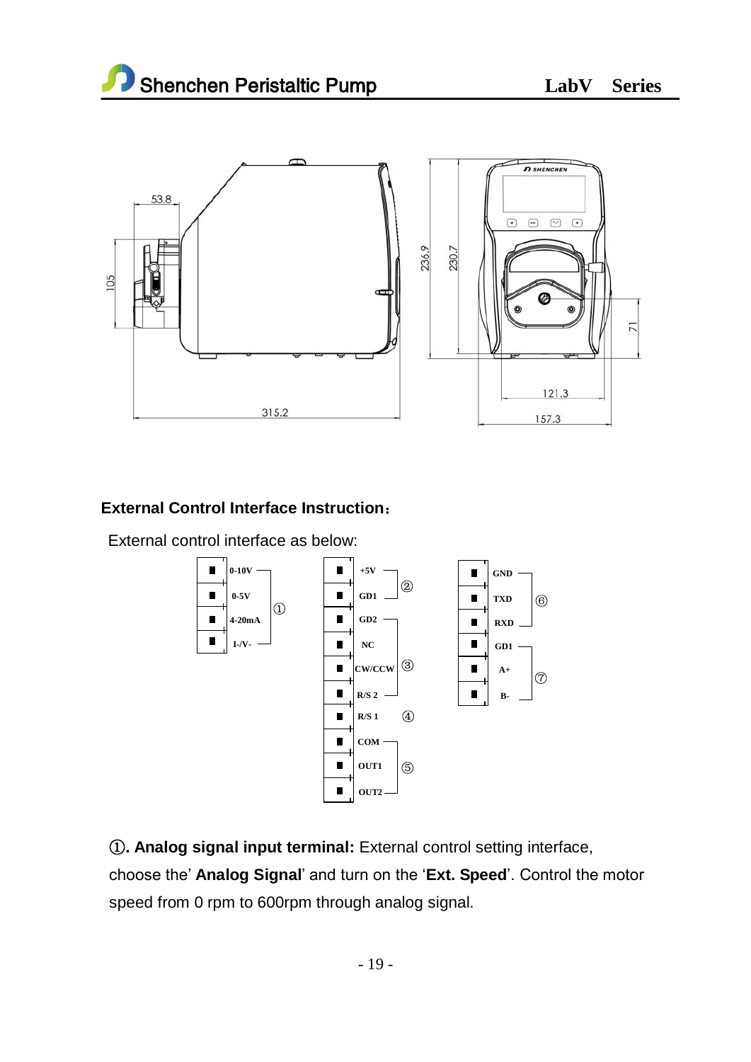**External Control Interface Instruction：**

External control interface as below:

| Terminal | Group |
| --- | --- |
| 0-10V | ① |
| 0-5V | ① |
| 4-20mA | ① |
| I-/V- | ① |

| Terminal | Group |
| --- | --- |
| +5V | ② |
| GD1 | ② |
| GD2 | ③ |
| NC | ③ |
| CW/CCW | ③ |
| R/S 2 | ③ |
| R/S 1 | ④ |
| COM | ⑤ |
| OUT1 | ⑤ |
| OUT2 | ⑤ |

| Terminal | Group |
| --- | --- |
| GND | ⑥ |
| TXD | ⑥ |
| RXD | ⑥ |
| GD1 | ⑦ |
| A+ | ⑦ |
| B- | ⑦ |

①**. Analog signal input terminal:** External control setting interface, choose the' **Analog Signal**' and turn on the '**Ext. Speed**'. Control the motor speed from 0 rpm to 600rpm through analog signal.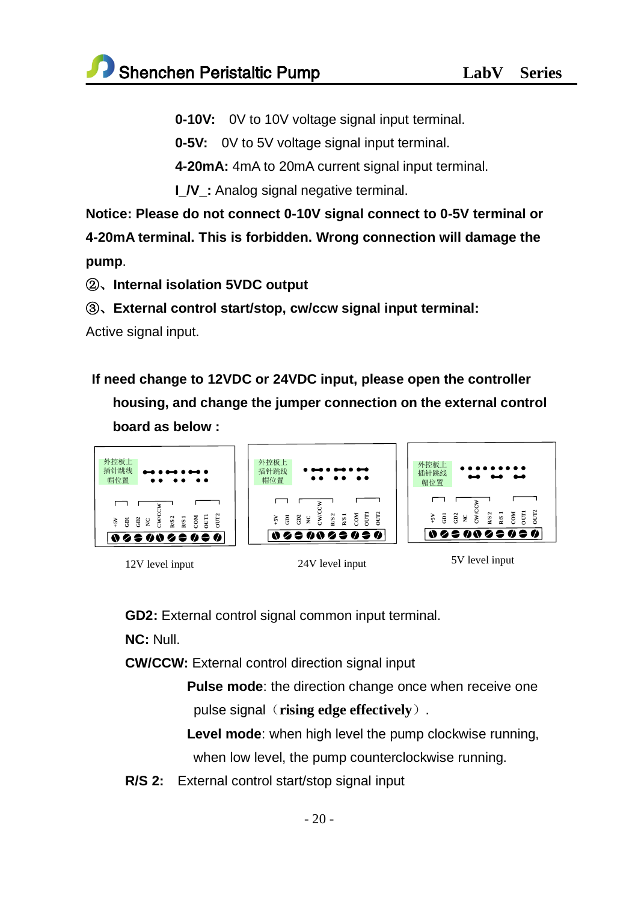**0-10V:** 0V to 10V voltage signal input terminal.

**0-5V:** 0V to 5V voltage signal input terminal.

**4-20mA:** 4mA to 20mA current signal input terminal.

**I_/V_:** Analog signal negative terminal.

**Notice: Please do not connect 0-10V signal connect to 0-5V terminal or 4-20mA terminal. This is forbidden. Wrong connection will damage the pump**.

**②、Internal isolation 5VDC output**

**③、External control start/stop, cw/ccw signal input terminal:**

Active signal input.

**If need change to 12VDC or 24VDC input, please open the controller housing, and change the jumper connection on the external control board as below :**

12V level input

24V level input

5V level input

**GD2:** External control signal common input terminal.

**NC:** Null.

**CW/CCW:** External control direction signal input

**Pulse mode**: the direction change once when receive one pulse signal（**rising edge effectively**）.

**Level mode**: when high level the pump clockwise running, when low level, the pump counterclockwise running.

**R/S 2:** External control start/stop signal input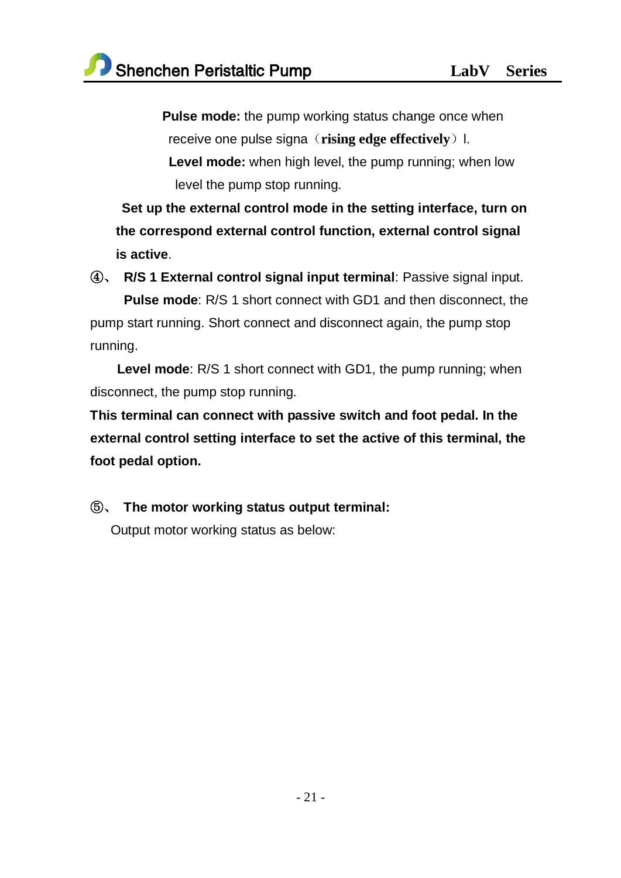**Pulse mode:** the pump working status change once when receive one pulse signa（**rising edge effectively**）l.

**Level mode:** when high level, the pump running; when low level the pump stop running.

**Set up the external control mode in the setting interface, turn on the correspond external control function, external control signal is active**.

④、 **R/S 1 External control signal input terminal**: Passive signal input.

**Pulse mode**: R/S 1 short connect with GD1 and then disconnect, the pump start running. Short connect and disconnect again, the pump stop running.

**Level mode**: R/S 1 short connect with GD1, the pump running; when disconnect, the pump stop running.

**This terminal can connect with passive switch and foot pedal. In the external control setting interface to set the active of this terminal, the foot pedal option.**

⑤、 **The motor working status output terminal:**

Output motor working status as below: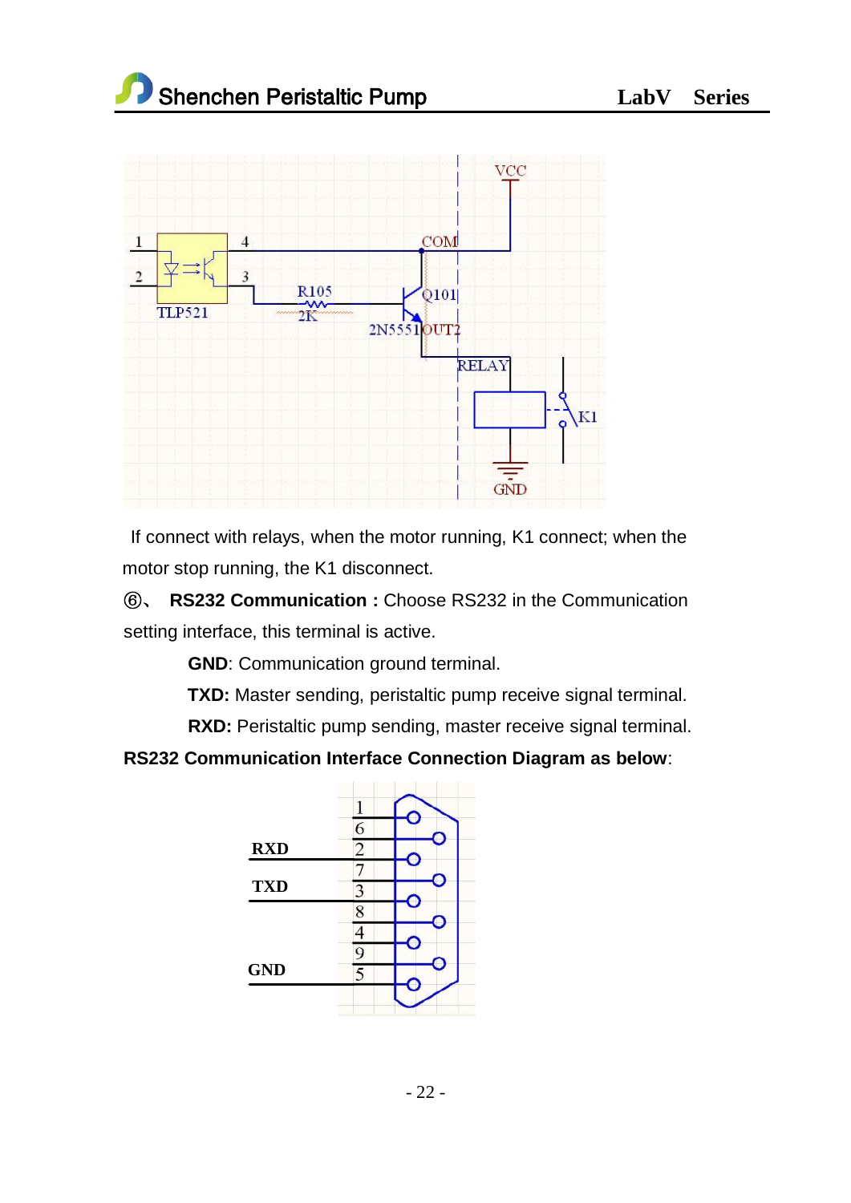If connect with relays, when the motor running, K1 connect; when the motor stop running, the K1 disconnect.

⑥、 **RS232 Communication :** Choose RS232 in the Communication setting interface, this terminal is active.

**GND**: Communication ground terminal.

**TXD:** Master sending, peristaltic pump receive signal terminal.

**RXD:** Peristaltic pump sending, master receive signal terminal.

**RS232 Communication Interface Connection Diagram as below**: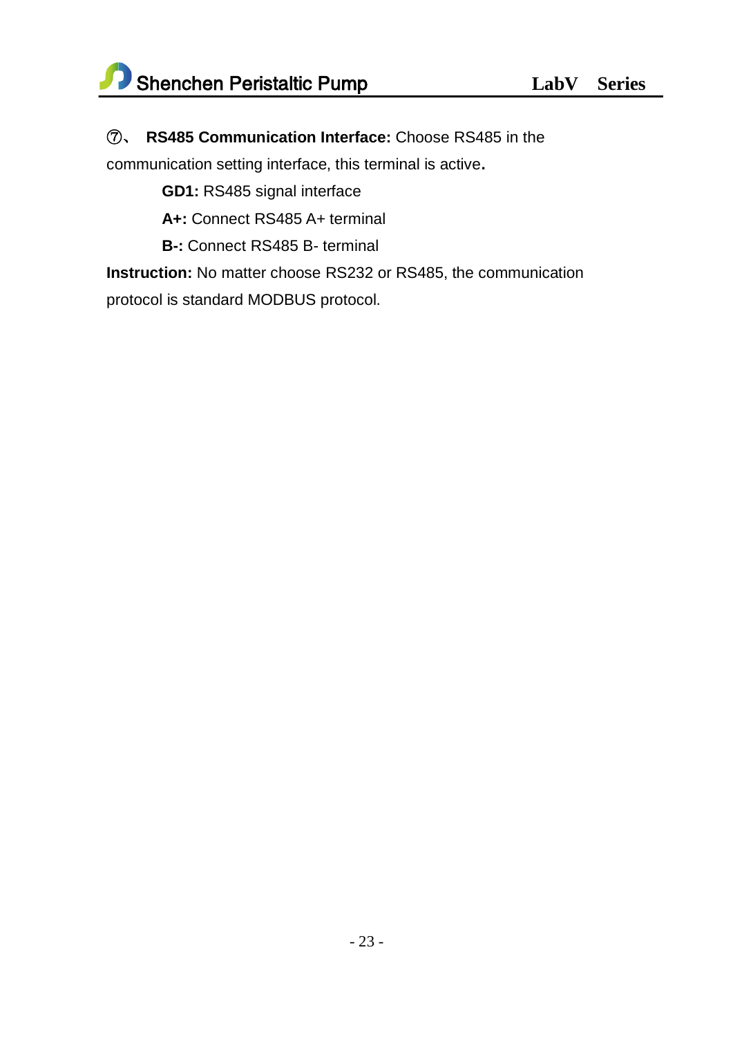⑦、 **RS485 Communication Interface:** Choose RS485 in the communication setting interface, this terminal is active**.**

**GD1:** RS485 signal interface

**A+:** Connect RS485 A+ terminal

**B-:** Connect RS485 B- terminal

**Instruction:** No matter choose RS232 or RS485, the communication protocol is standard MODBUS protocol.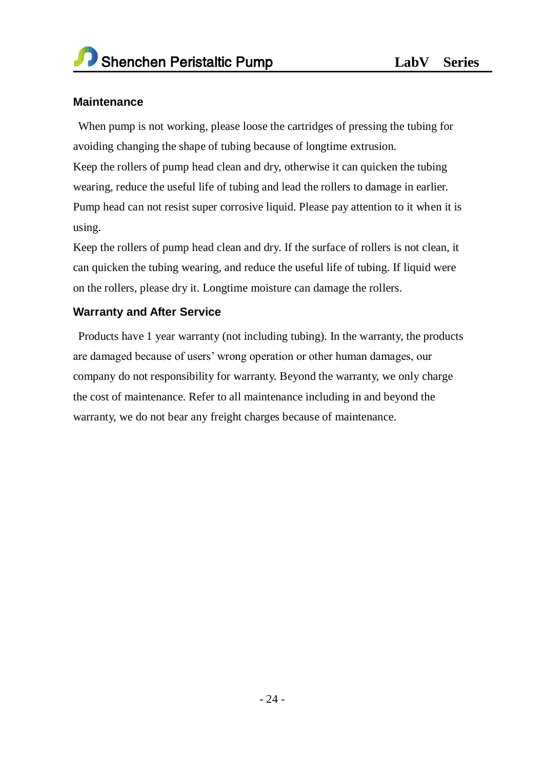## Maintenance

When pump is not working, please loose the cartridges of pressing the tubing for avoiding changing the shape of tubing because of longtime extrusion.

Keep the rollers of pump head clean and dry, otherwise it can quicken the tubing wearing, reduce the useful life of tubing and lead the rollers to damage in earlier.

Pump head can not resist super corrosive liquid. Please pay attention to it when it is using.

Keep the rollers of pump head clean and dry. If the surface of rollers is not clean, it can quicken the tubing wearing, and reduce the useful life of tubing. If liquid were on the rollers, please dry it. Longtime moisture can damage the rollers.

## Warranty and After Service

Products have 1 year warranty (not including tubing). In the warranty, the products are damaged because of users' wrong operation or other human damages, our company do not responsibility for warranty. Beyond the warranty, we only charge the cost of maintenance. Refer to all maintenance including in and beyond the warranty, we do not bear any freight charges because of maintenance.